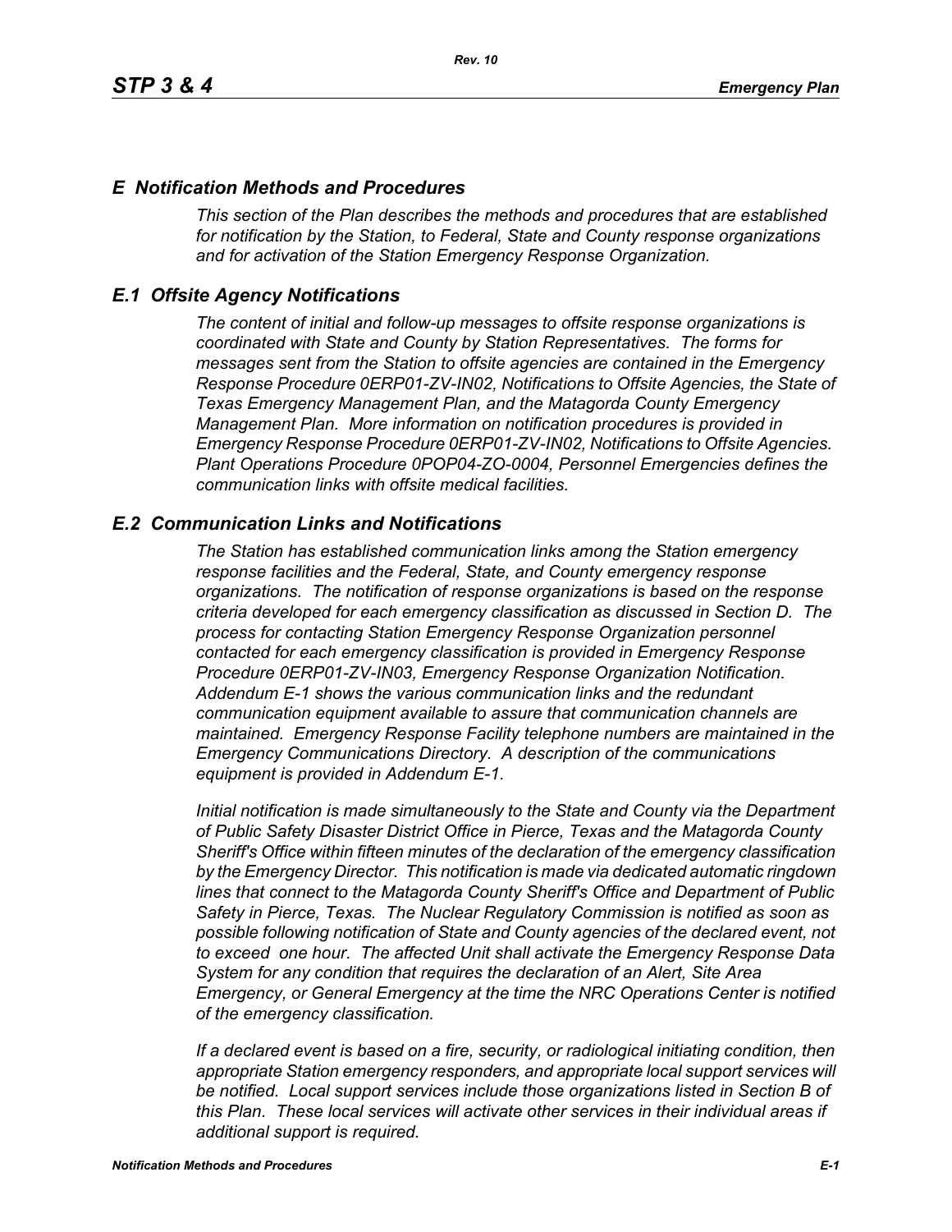# E Notification Methods and Procedures

*This section of the Plan describes the methods and procedures that are established for notification by the Station, to Federal, State and County response organizations and for activation of the Station Emergency Response Organization.*

## E.1 Offsite Agency Notifications

*The content of initial and follow-up messages to offsite response organizations is coordinated with State and County by Station Representatives. The forms for messages sent from the Station to offsite agencies are contained in the Emergency Response Procedure 0ERP01-ZV-IN02, Notifications to Offsite Agencies, the State of Texas Emergency Management Plan, and the Matagorda County Emergency Management Plan. More information on notification procedures is provided in Emergency Response Procedure 0ERP01-ZV-IN02, Notifications to Offsite Agencies. Plant Operations Procedure 0POP04-ZO-0004, Personnel Emergencies defines the communication links with offsite medical facilities.*

## E.2 Communication Links and Notifications

*The Station has established communication links among the Station emergency response facilities and the Federal, State, and County emergency response organizations. The notification of response organizations is based on the response criteria developed for each emergency classification as discussed in Section D. The process for contacting Station Emergency Response Organization personnel contacted for each emergency classification is provided in Emergency Response Procedure 0ERP01-ZV-IN03, Emergency Response Organization Notification. Addendum E-1 shows the various communication links and the redundant communication equipment available to assure that communication channels are maintained. Emergency Response Facility telephone numbers are maintained in the Emergency Communications Directory. A description of the communications equipment is provided in Addendum E-1.*

*Initial notification is made simultaneously to the State and County via the Department of Public Safety Disaster District Office in Pierce, Texas and the Matagorda County Sheriff's Office within fifteen minutes of the declaration of the emergency classification by the Emergency Director. This notification is made via dedicated automatic ringdown lines that connect to the Matagorda County Sheriff's Office and Department of Public Safety in Pierce, Texas. The Nuclear Regulatory Commission is notified as soon as possible following notification of State and County agencies of the declared event, not to exceed one hour. The affected Unit shall activate the Emergency Response Data System for any condition that requires the declaration of an Alert, Site Area Emergency, or General Emergency at the time the NRC Operations Center is notified of the emergency classification.*

*If a declared event is based on a fire, security, or radiological initiating condition, then appropriate Station emergency responders, and appropriate local support services will be notified. Local support services include those organizations listed in Section B of this Plan. These local services will activate other services in their individual areas if additional support is required.*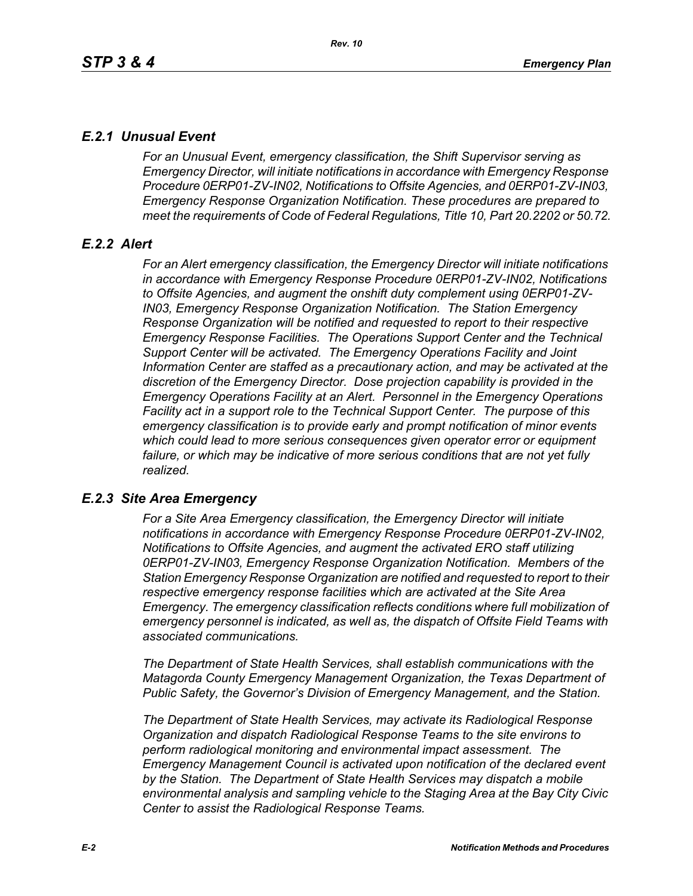## *E.2.1 Unusual Event*

*For an Unusual Event, emergency classification, the Shift Supervisor serving as Emergency Director, will initiate notifications in accordance with Emergency Response Procedure 0ERP01-ZV-IN02, Notifications to Offsite Agencies, and 0ERP01-ZV-IN03, Emergency Response Organization Notification. These procedures are prepared to meet the requirements of Code of Federal Regulations, Title 10, Part 20.2202 or 50.72.*

## *E.2.2 Alert*

*For an Alert emergency classification, the Emergency Director will initiate notifications in accordance with Emergency Response Procedure 0ERP01-ZV-IN02, Notifications to Offsite Agencies, and augment the onshift duty complement using 0ERP01-ZV-IN03, Emergency Response Organization Notification. The Station Emergency Response Organization will be notified and requested to report to their respective Emergency Response Facilities. The Operations Support Center and the Technical Support Center will be activated. The Emergency Operations Facility and Joint Information Center are staffed as a precautionary action, and may be activated at the discretion of the Emergency Director. Dose projection capability is provided in the Emergency Operations Facility at an Alert. Personnel in the Emergency Operations Facility act in a support role to the Technical Support Center. The purpose of this emergency classification is to provide early and prompt notification of minor events which could lead to more serious consequences given operator error or equipment failure, or which may be indicative of more serious conditions that are not yet fully realized.*

## *E.2.3 Site Area Emergency*

*For a Site Area Emergency classification, the Emergency Director will initiate notifications in accordance with Emergency Response Procedure 0ERP01-ZV-IN02, Notifications to Offsite Agencies, and augment the activated ERO staff utilizing 0ERP01-ZV-IN03, Emergency Response Organization Notification. Members of the Station Emergency Response Organization are notified and requested to report to their respective emergency response facilities which are activated at the Site Area Emergency. The emergency classification reflects conditions where full mobilization of emergency personnel is indicated, as well as, the dispatch of Offsite Field Teams with associated communications.*

*The Department of State Health Services, shall establish communications with the Matagorda County Emergency Management Organization, the Texas Department of Public Safety, the Governor's Division of Emergency Management, and the Station.*

*The Department of State Health Services, may activate its Radiological Response Organization and dispatch Radiological Response Teams to the site environs to perform radiological monitoring and environmental impact assessment. The Emergency Management Council is activated upon notification of the declared event by the Station. The Department of State Health Services may dispatch a mobile environmental analysis and sampling vehicle to the Staging Area at the Bay City Civic Center to assist the Radiological Response Teams.*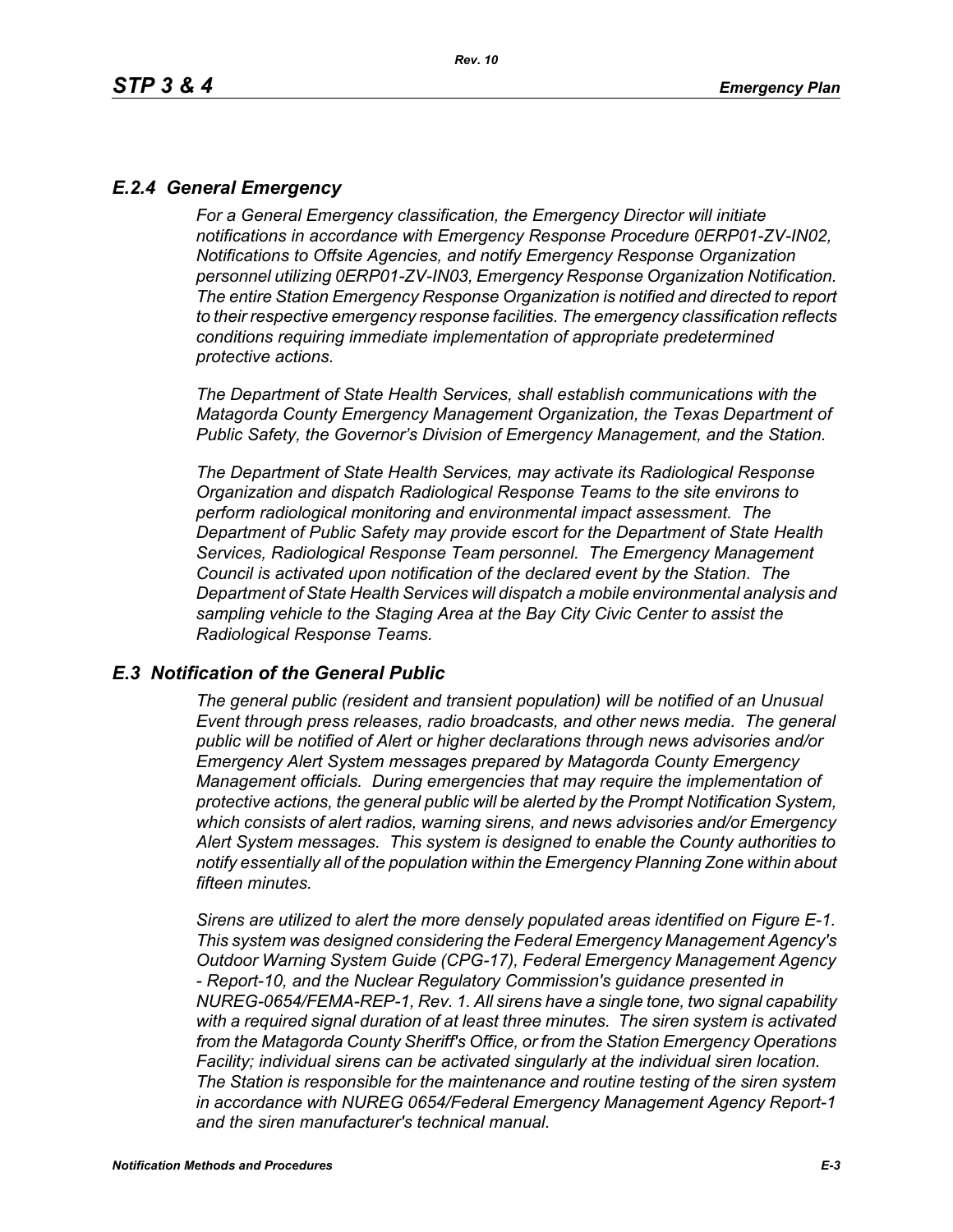## *E.2.4 General Emergency*

*For a General Emergency classification, the Emergency Director will initiate notifications in accordance with Emergency Response Procedure 0ERP01-ZV-IN02, Notifications to Offsite Agencies, and notify Emergency Response Organization personnel utilizing 0ERP01-ZV-IN03, Emergency Response Organization Notification. The entire Station Emergency Response Organization is notified and directed to report to their respective emergency response facilities. The emergency classification reflects conditions requiring immediate implementation of appropriate predetermined protective actions.*

*The Department of State Health Services, shall establish communications with the Matagorda County Emergency Management Organization, the Texas Department of Public Safety, the Governor's Division of Emergency Management, and the Station.*

*The Department of State Health Services, may activate its Radiological Response Organization and dispatch Radiological Response Teams to the site environs to perform radiological monitoring and environmental impact assessment. The Department of Public Safety may provide escort for the Department of State Health Services, Radiological Response Team personnel. The Emergency Management Council is activated upon notification of the declared event by the Station. The Department of State Health Services will dispatch a mobile environmental analysis and sampling vehicle to the Staging Area at the Bay City Civic Center to assist the Radiological Response Teams.*

## *E.3 Notification of the General Public*

*The general public (resident and transient population) will be notified of an Unusual Event through press releases, radio broadcasts, and other news media. The general public will be notified of Alert or higher declarations through news advisories and/or Emergency Alert System messages prepared by Matagorda County Emergency Management officials. During emergencies that may require the implementation of protective actions, the general public will be alerted by the Prompt Notification System, which consists of alert radios, warning sirens, and news advisories and/or Emergency Alert System messages. This system is designed to enable the County authorities to notify essentially all of the population within the Emergency Planning Zone within about fifteen minutes.*

*Sirens are utilized to alert the more densely populated areas identified on Figure E-1. This system was designed considering the Federal Emergency Management Agency's Outdoor Warning System Guide (CPG-17), Federal Emergency Management Agency - Report-10, and the Nuclear Regulatory Commission's guidance presented in NUREG-0654/FEMA-REP-1, Rev. 1. All sirens have a single tone, two signal capability with a required signal duration of at least three minutes. The siren system is activated from the Matagorda County Sheriff's Office, or from the Station Emergency Operations Facility; individual sirens can be activated singularly at the individual siren location. The Station is responsible for the maintenance and routine testing of the siren system in accordance with NUREG 0654/Federal Emergency Management Agency Report-1 and the siren manufacturer's technical manual.*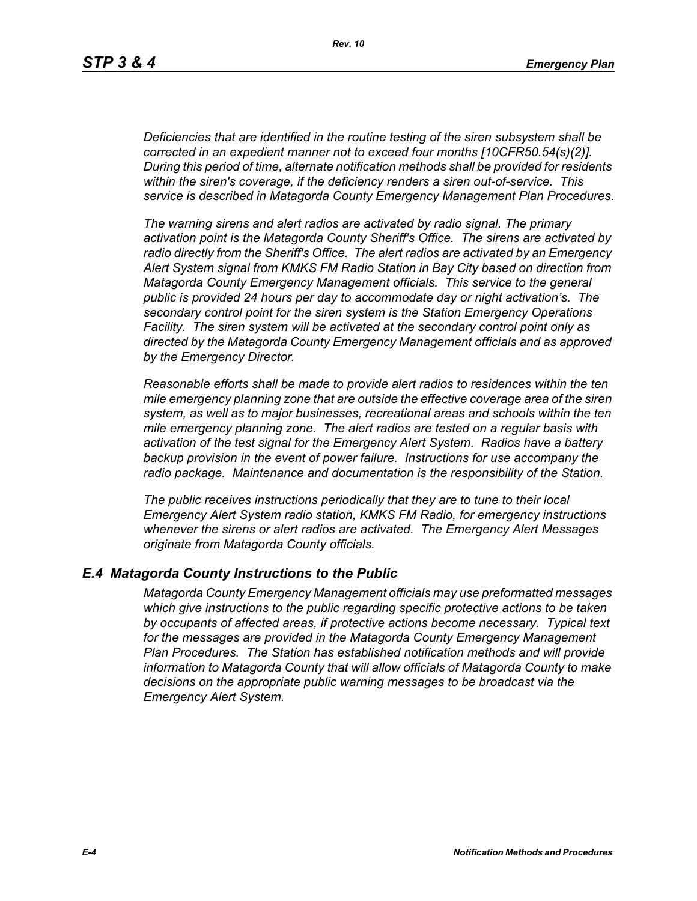*Deficiencies that are identified in the routine testing of the siren subsystem shall be corrected in an expedient manner not to exceed four months [10CFR50.54(s)(2)]. During this period of time, alternate notification methods shall be provided for residents within the siren's coverage, if the deficiency renders a siren out-of-service. This service is described in Matagorda County Emergency Management Plan Procedures.*

*The warning sirens and alert radios are activated by radio signal. The primary activation point is the Matagorda County Sheriff's Office. The sirens are activated by radio directly from the Sheriff's Office. The alert radios are activated by an Emergency Alert System signal from KMKS FM Radio Station in Bay City based on direction from Matagorda County Emergency Management officials. This service to the general public is provided 24 hours per day to accommodate day or night activation's. The secondary control point for the siren system is the Station Emergency Operations Facility. The siren system will be activated at the secondary control point only as directed by the Matagorda County Emergency Management officials and as approved by the Emergency Director.*

*Reasonable efforts shall be made to provide alert radios to residences within the ten mile emergency planning zone that are outside the effective coverage area of the siren system, as well as to major businesses, recreational areas and schools within the ten mile emergency planning zone. The alert radios are tested on a regular basis with activation of the test signal for the Emergency Alert System. Radios have a battery backup provision in the event of power failure. Instructions for use accompany the radio package. Maintenance and documentation is the responsibility of the Station.*

*The public receives instructions periodically that they are to tune to their local Emergency Alert System radio station, KMKS FM Radio, for emergency instructions whenever the sirens or alert radios are activated. The Emergency Alert Messages originate from Matagorda County officials.*

## *E.4 Matagorda County Instructions to the Public*

*Matagorda County Emergency Management officials may use preformatted messages which give instructions to the public regarding specific protective actions to be taken by occupants of affected areas, if protective actions become necessary. Typical text for the messages are provided in the Matagorda County Emergency Management Plan Procedures. The Station has established notification methods and will provide information to Matagorda County that will allow officials of Matagorda County to make decisions on the appropriate public warning messages to be broadcast via the Emergency Alert System.*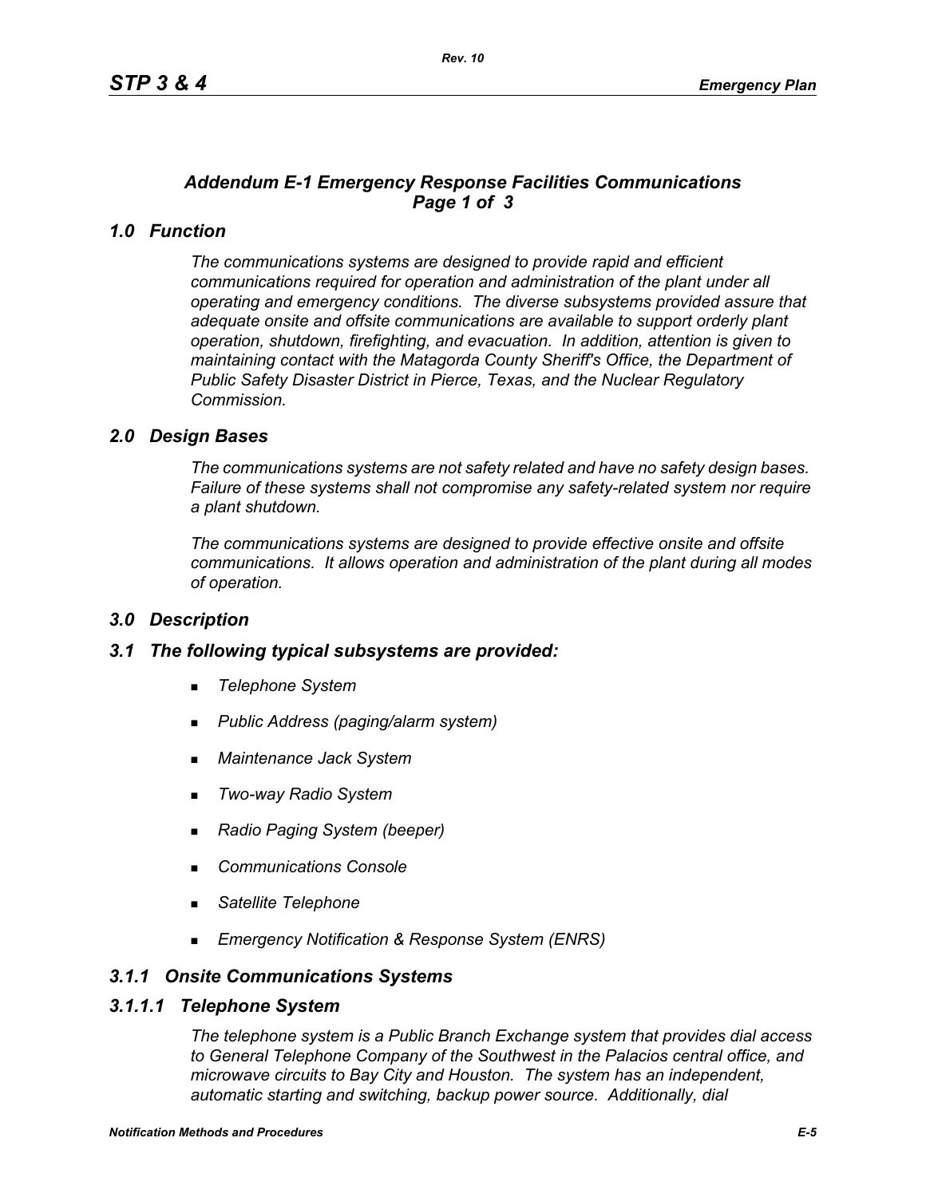## *Addendum E-1 Emergency Response Facilities Communications*
## *Page 1 of 3*

### *1.0 Function*

*The communications systems are designed to provide rapid and efficient communications required for operation and administration of the plant under all operating and emergency conditions. The diverse subsystems provided assure that adequate onsite and offsite communications are available to support orderly plant operation, shutdown, firefighting, and evacuation. In addition, attention is given to maintaining contact with the Matagorda County Sheriff's Office, the Department of Public Safety Disaster District in Pierce, Texas, and the Nuclear Regulatory Commission.*

### *2.0 Design Bases*

*The communications systems are not safety related and have no safety design bases. Failure of these systems shall not compromise any safety-related system nor require a plant shutdown.*

*The communications systems are designed to provide effective onsite and offsite communications. It allows operation and administration of the plant during all modes of operation.*

### *3.0 Description*

### *3.1 The following typical subsystems are provided:*

- *Telephone System*
- *Public Address (paging/alarm system)*
- *Maintenance Jack System*
- *Two-way Radio System*
- *Radio Paging System (beeper)*
- *Communications Console*
- *Satellite Telephone*
- *Emergency Notification & Response System (ENRS)*

### *3.1.1 Onsite Communications Systems*

### *3.1.1.1 Telephone System*

*The telephone system is a Public Branch Exchange system that provides dial access to General Telephone Company of the Southwest in the Palacios central office, and microwave circuits to Bay City and Houston. The system has an independent, automatic starting and switching, backup power source. Additionally, dial*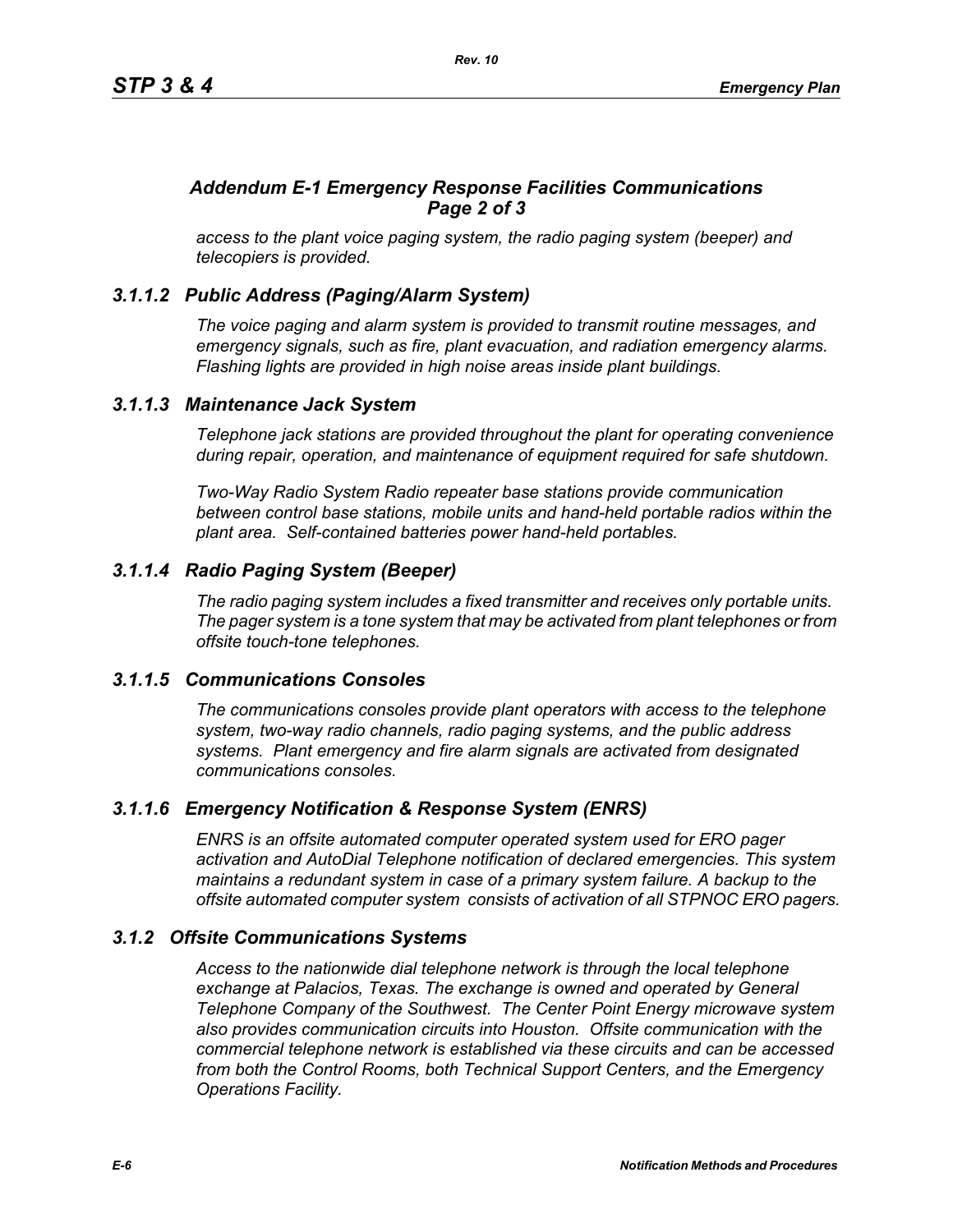## *Addendum E-1 Emergency Response Facilities Communications Page 2 of 3*

*access to the plant voice paging system, the radio paging system (beeper) and telecopiers is provided.*

### *3.1.1.2 Public Address (Paging/Alarm System)*

*The voice paging and alarm system is provided to transmit routine messages, and emergency signals, such as fire, plant evacuation, and radiation emergency alarms. Flashing lights are provided in high noise areas inside plant buildings.*

### *3.1.1.3 Maintenance Jack System*

*Telephone jack stations are provided throughout the plant for operating convenience during repair, operation, and maintenance of equipment required for safe shutdown.*

*Two-Way Radio System Radio repeater base stations provide communication between control base stations, mobile units and hand-held portable radios within the plant area. Self-contained batteries power hand-held portables.*

### *3.1.1.4 Radio Paging System (Beeper)*

*The radio paging system includes a fixed transmitter and receives only portable units. The pager system is a tone system that may be activated from plant telephones or from offsite touch-tone telephones.*

### *3.1.1.5 Communications Consoles*

*The communications consoles provide plant operators with access to the telephone system, two-way radio channels, radio paging systems, and the public address systems. Plant emergency and fire alarm signals are activated from designated communications consoles.*

### *3.1.1.6 Emergency Notification & Response System (ENRS)*

*ENRS is an offsite automated computer operated system used for ERO pager activation and AutoDial Telephone notification of declared emergencies. This system maintains a redundant system in case of a primary system failure. A backup to the offsite automated computer system consists of activation of all STPNOC ERO pagers.*

### *3.1.2 Offsite Communications Systems*

*Access to the nationwide dial telephone network is through the local telephone exchange at Palacios, Texas. The exchange is owned and operated by General Telephone Company of the Southwest. The Center Point Energy microwave system also provides communication circuits into Houston. Offsite communication with the commercial telephone network is established via these circuits and can be accessed from both the Control Rooms, both Technical Support Centers, and the Emergency Operations Facility.*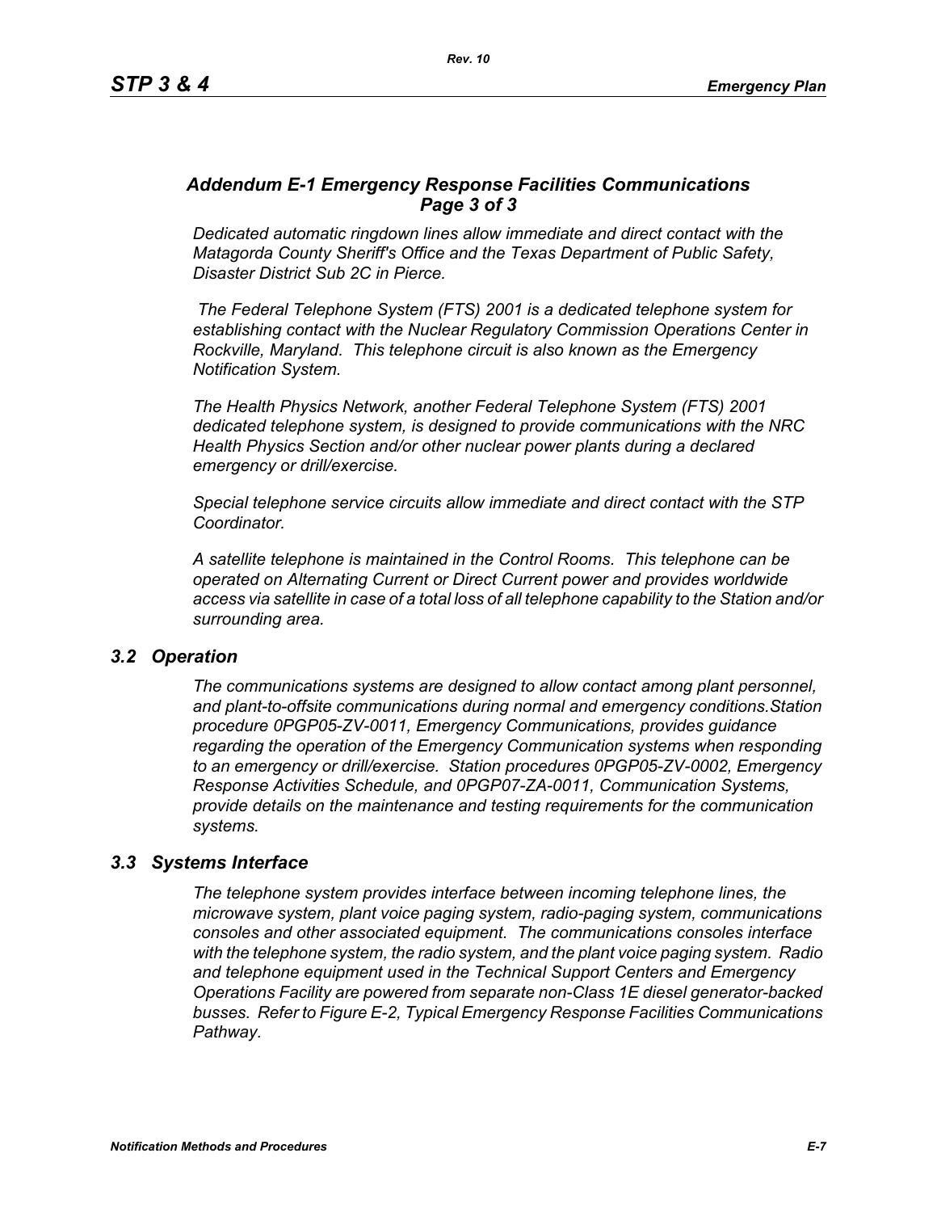### *Addendum E-1 Emergency Response Facilities Communications Page 3 of 3*

*Dedicated automatic ringdown lines allow immediate and direct contact with the Matagorda County Sheriff's Office and the Texas Department of Public Safety, Disaster District Sub 2C in Pierce.*

*The Federal Telephone System (FTS) 2001 is a dedicated telephone system for establishing contact with the Nuclear Regulatory Commission Operations Center in Rockville, Maryland. This telephone circuit is also known as the Emergency Notification System.*

*The Health Physics Network, another Federal Telephone System (FTS) 2001 dedicated telephone system, is designed to provide communications with the NRC Health Physics Section and/or other nuclear power plants during a declared emergency or drill/exercise.*

*Special telephone service circuits allow immediate and direct contact with the STP Coordinator.*

*A satellite telephone is maintained in the Control Rooms. This telephone can be operated on Alternating Current or Direct Current power and provides worldwide access via satellite in case of a total loss of all telephone capability to the Station and/or surrounding area.*

## *3.2 Operation*

*The communications systems are designed to allow contact among plant personnel, and plant-to-offsite communications during normal and emergency conditions.Station procedure 0PGP05-ZV-0011, Emergency Communications, provides guidance regarding the operation of the Emergency Communication systems when responding to an emergency or drill/exercise. Station procedures 0PGP05-ZV-0002, Emergency Response Activities Schedule, and 0PGP07-ZA-0011, Communication Systems, provide details on the maintenance and testing requirements for the communication systems.*

## *3.3 Systems Interface*

*The telephone system provides interface between incoming telephone lines, the microwave system, plant voice paging system, radio-paging system, communications consoles and other associated equipment. The communications consoles interface with the telephone system, the radio system, and the plant voice paging system. Radio and telephone equipment used in the Technical Support Centers and Emergency Operations Facility are powered from separate non-Class 1E diesel generator-backed busses. Refer to Figure E-2, Typical Emergency Response Facilities Communications Pathway.*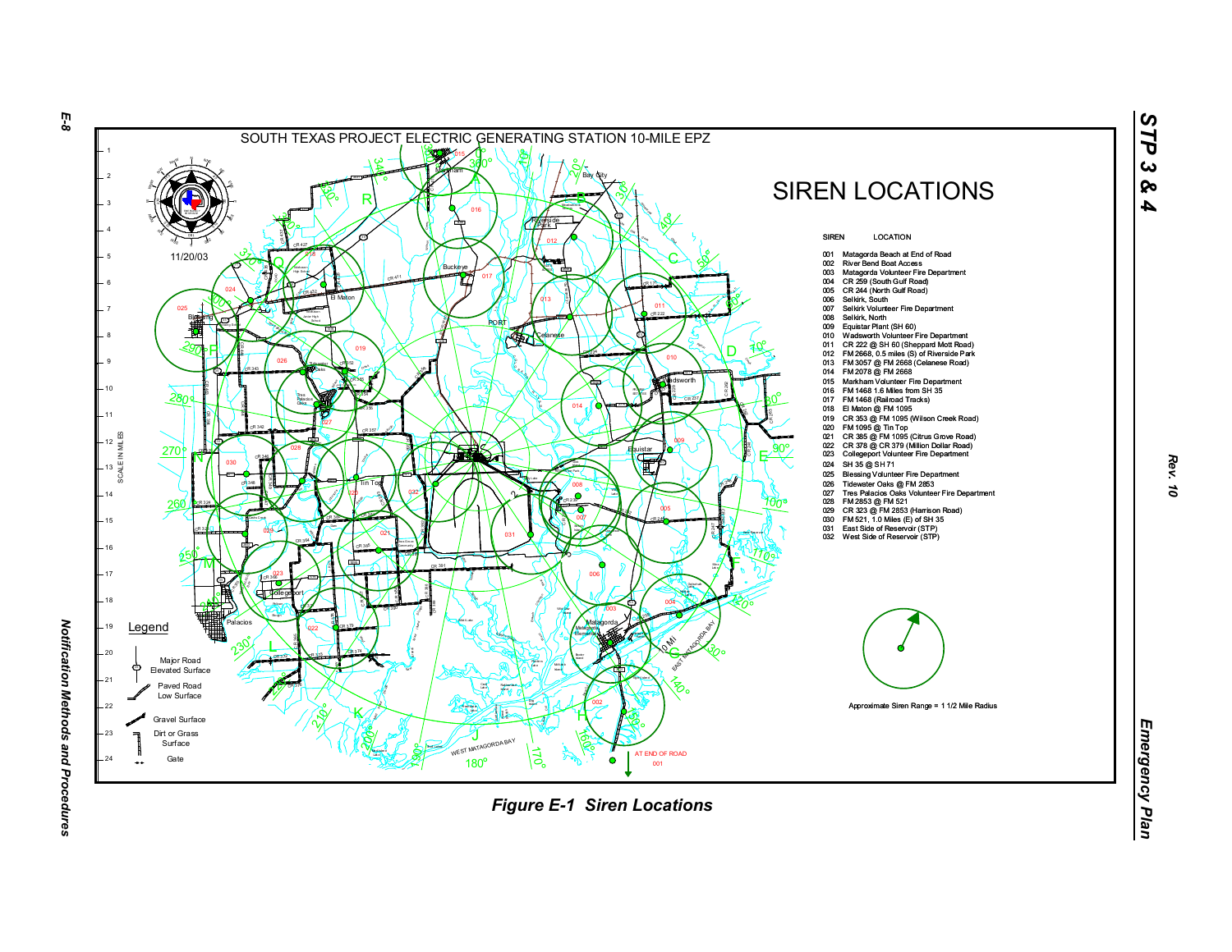SOUTH TEXAS PROJECT ELECTRIC GENERATING STATION 10-MILE EPZ

# SIREN LOCATIONS

| SIREN | LOCATION |
|---|---|
| 001 | Matagorda Beach at End of Road |
| 002 | River Bend Boat Access |
| 003 | Matagorda Volunteer Fire Department |
| 004 | CR 259 (South Gulf Road) |
| 005 | CR 244 (North Gulf Road) |
| 006 | Selkirk, South |
| 007 | Selkirk Volunteer Fire Department |
| 008 | Selkirk, North |
| 009 | Equistar Plant (SH 60) |
| 010 | Wadsworth Volunteer Fire Department |
| 011 | CR 222 @ SH 60 (Sheppard Mott Road) |
| 012 | FM 2668, 0.5 miles (S) of Riverside Park |
| 013 | FM 3057 @ FM 2668 (Celanese Road) |
| 014 | FM 2078 @ FM 2668 |
| 015 | Markham Volunteer Fire Department |
| 016 | FM 1468 1.6 Miles from SH 35 |
| 017 | FM 1468 (Railroad Tracks) |
| 018 | El Maton @ FM 1095 |
| 019 | CR 353 @ FM 1095 (Wilson Creek Road) |
| 020 | FM 1095 @ Tin Top |
| 021 | CR 385 @ FM 1095 (Citrus Grove Road) |
| 022 | CR 378 @ CR 379 (Million Dollar Road) |
| 023 | Collegeport Volunteer Fire Department |
| 024 | SH 35 @ SH 71 |
| 025 | Blessing Volunteer Fire Department |
| 026 | Tidewater Oaks @ FM 2853 |
| 027 | Tres Palacios Oaks Volunteer Fire Department |
| 028 | FM 2853 @ FM 521 |
| 029 | CR 323 @ FM 2853 (Harrison Road) |
| 030 | FM 521, 1.0 Miles (E) of SH 35 |
| 031 | East Side of Reservoir (STP) |
| 032 | West Side of Reservoir (STP) |

Approximate Siren Range = 1 1/2 Mile Radius

11/20/03

**Legend**

- Major Road Elevated Surface
- Paved Road Low Surface
- Gravel Surface
- Dirt or Grass Surface
- Gate

*Figure E-1 Siren Locations*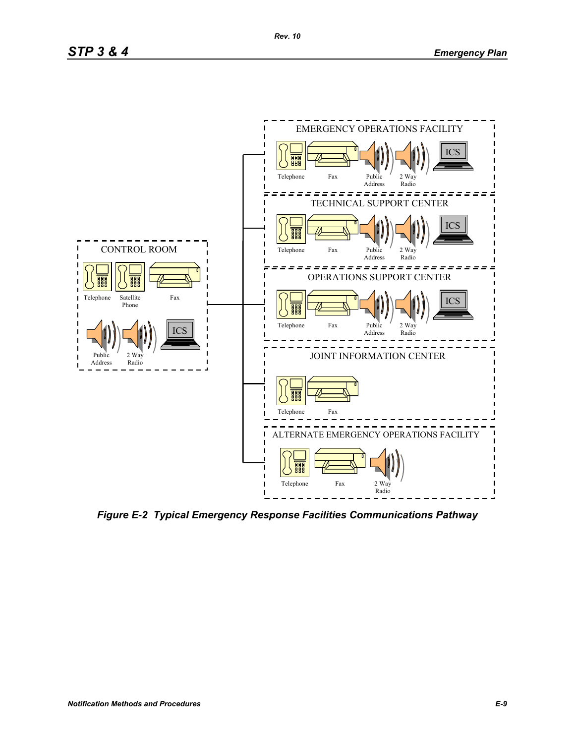CONTROL ROOM

Telephone | Satellite Phone | Fax

Public Address | 2 Way Radio | ICS

EMERGENCY OPERATIONS FACILITY

Telephone | Fax | Public Address | 2 Way Radio | ICS

TECHNICAL SUPPORT CENTER

Telephone | Fax | Public Address | 2 Way Radio | ICS

OPERATIONS SUPPORT CENTER

Telephone | Fax | Public Address | 2 Way Radio | ICS

JOINT INFORMATION CENTER

Telephone | Fax

ALTERNATE EMERGENCY OPERATIONS FACILITY

Telephone | Fax | 2 Way Radio

***Figure E-2 Typical Emergency Response Facilities Communications Pathway***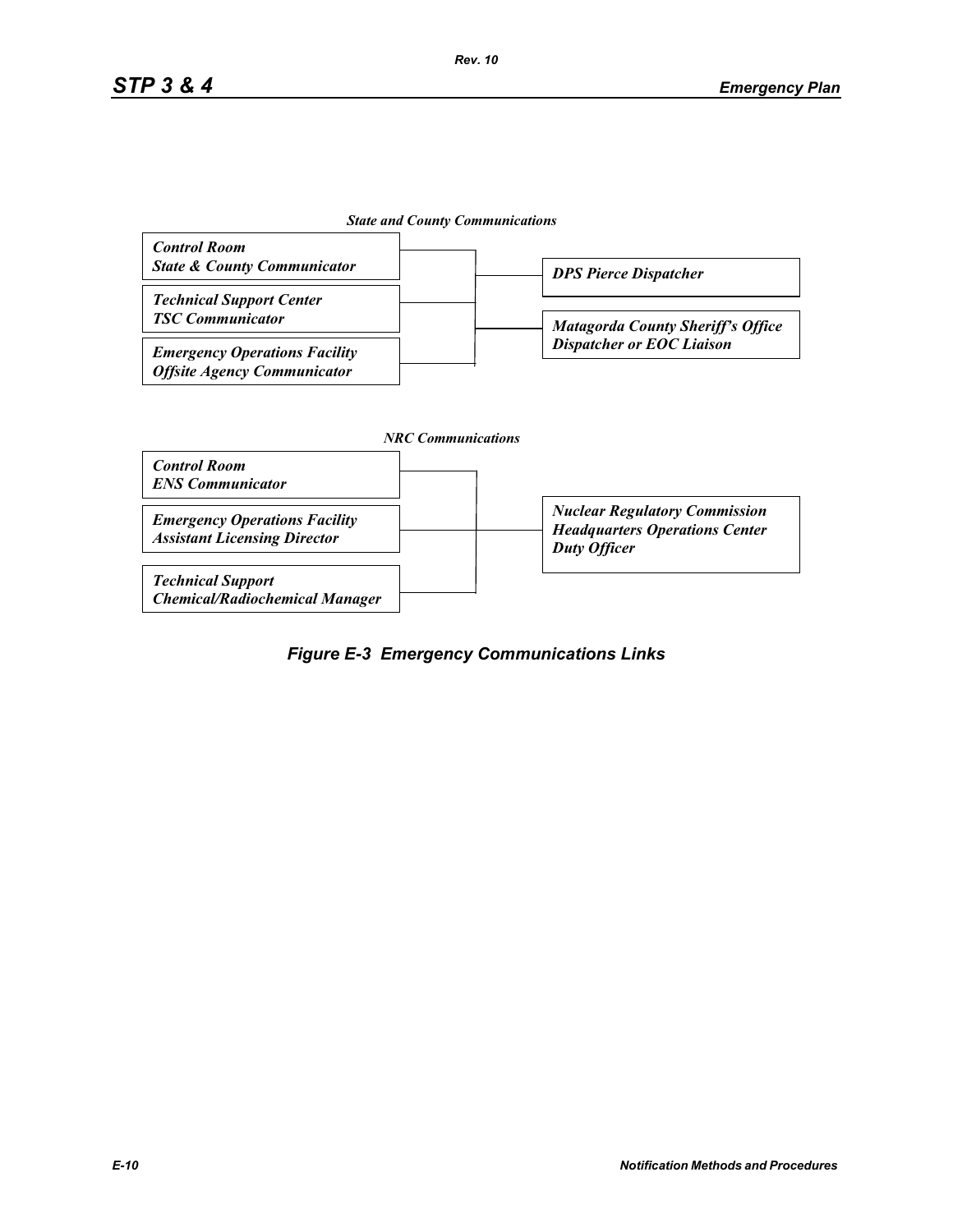*State and County Communications*

*Control Room*
*State & County Communicator*

*Technical Support Center*
*TSC Communicator*

*Emergency Operations Facility*
*Offsite Agency Communicator*

*DPS Pierce Dispatcher*

*Matagorda County Sheriff's Office*
*Dispatcher or EOC Liaison*

*NRC Communications*

*Control Room*
*ENS Communicator*

*Emergency Operations Facility*
*Assistant Licensing Director*

*Technical Support*
*Chemical/Radiochemical Manager*

*Nuclear Regulatory Commission*
*Headquarters Operations Center*
*Duty Officer*

***Figure E-3 Emergency Communications Links***